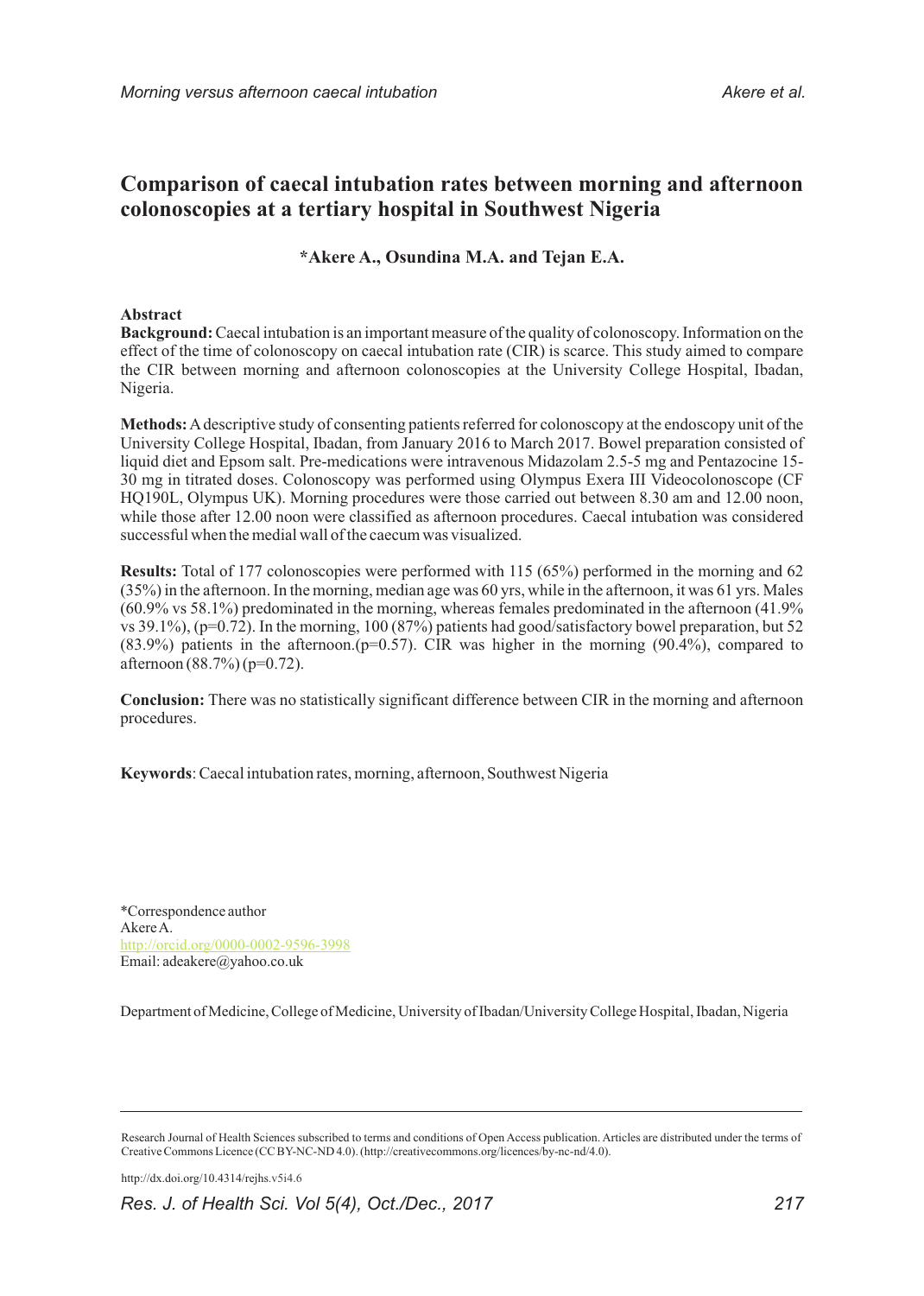# Comparison of caecal intubation rates between morning and afternoon colonoscopies at a tertiary hospital in Southwest Nigeria

**\*Akere A., Osundina M.A. and Tejan E.A.**

## Abstract

**Background:** Caecal intubation is an important measure of the quality of colonoscopy. Information on the effect of the time of colonoscopy on caecal intubation rate (CIR) is scarce. This study aimed to compare the CIR between morning and afternoon colonoscopies at the University College Hospital, Ibadan, Nigeria.

**Methods:** A descriptive study of consenting patients referred for colonoscopy at the endoscopy unit of the University College Hospital, Ibadan, from January 2016 to March 2017. Bowel preparation consisted of liquid diet and Epsom salt. Pre-medications were intravenous Midazolam 2.5-5 mg and Pentazocine 15-30 mg in titrated doses. Colonoscopy was performed using Olympus Exera III Videocolonoscope (CF HQ190L, Olympus UK). Morning procedures were those carried out between 8.30 am and 12.00 noon, while those after 12.00 noon were classified as afternoon procedures. Caecal intubation was considered successful when the medial wall of the caecum was visualized.

**Results:** Total of 177 colonoscopies were performed with 115 (65%) performed in the morning and 62 (35%) in the afternoon. In the morning, median age was 60 yrs, while in the afternoon, it was 61 yrs. Males (60.9% vs 58.1%) predominated in the morning, whereas females predominated in the afternoon (41.9% vs 39.1%), (p=0.72). In the morning, 100 (87%) patients had good/satisfactory bowel preparation, but 52 (83.9%) patients in the afternoon.(p=0.57). CIR was higher in the morning (90.4%), compared to afternoon (88.7%) (p=0.72).

**Conclusion:** There was no statistically significant difference between CIR in the morning and afternoon procedures.

**Keywords**: Caecal intubation rates, morning, afternoon, Southwest Nigeria

\*Correspondence author
Akere A.
http://orcid.org/0000-0002-9596-3998
Email: adeakere@yahoo.co.uk

Department of Medicine, College of Medicine, University of Ibadan/University College Hospital, Ibadan, Nigeria

Research Journal of Health Sciences subscribed to terms and conditions of Open Access publication. Articles are distributed under the terms of Creative Commons Licence (CC BY-NC-ND 4.0). (http://creativecommons.org/licences/by-nc-nd/4.0).

http://dx.doi.org/10.4314/rejhs.v5i4.6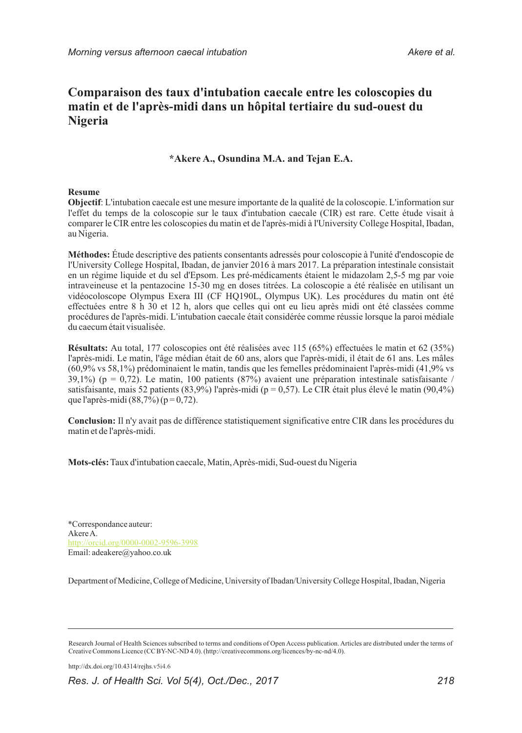# Comparaison des taux d'intubation caecale entre les coloscopies du matin et de l'après-midi dans un hôpital tertiaire du sud-ouest du Nigeria

**\*Akere A., Osundina M.A. and Tejan E.A.**

## Resume

**Objectif**: L'intubation caecale est une mesure importante de la qualité de la coloscopie. L'information sur l'effet du temps de la coloscopie sur le taux d'intubation caecale (CIR) est rare. Cette étude visait à comparer le CIR entre les coloscopies du matin et de l'après-midi à l'University College Hospital, Ibadan, au Nigeria.

**Méthodes:** Étude descriptive des patients consentants adressés pour coloscopie à l'unité d'endoscopie de l'University College Hospital, Ibadan, de janvier 2016 à mars 2017. La préparation intestinale consistait en un régime liquide et du sel d'Epsom. Les pré-médicaments étaient le midazolam 2,5-5 mg par voie intraveineuse et la pentazocine 15-30 mg en doses titrées. La coloscopie a été réalisée en utilisant un vidéocoloscope Olympus Exera III (CF HQ190L, Olympus UK). Les procédures du matin ont été effectuées entre 8 h 30 et 12 h, alors que celles qui ont eu lieu après midi ont été classées comme procédures de l'après-midi. L'intubation caecale était considérée comme réussie lorsque la paroi médiale du caecum était visualisée.

**Résultats:** Au total, 177 coloscopies ont été réalisées avec 115 (65%) effectuées le matin et 62 (35%) l'après-midi. Le matin, l'âge médian était de 60 ans, alors que l'après-midi, il était de 61 ans. Les mâles (60,9% vs 58,1%) prédominaient le matin, tandis que les femelles prédominaient l'après-midi (41,9% vs 39,1%) (p = 0,72). Le matin, 100 patients (87%) avaient une préparation intestinale satisfaisante / satisfaisante, mais 52 patients (83,9%) l'après-midi (p = 0,57). Le CIR était plus élevé le matin (90,4%) que l'après-midi (88,7%) (p = 0,72).

**Conclusion:** Il n'y avait pas de différence statistiquement significative entre CIR dans les procédures du matin et de l'après-midi.

**Mots-clés:** Taux d'intubation caecale, Matin, Après-midi, Sud-ouest du Nigeria

\*Correspondance auteur:
Akere A.
http://orcid.org/0000-0002-9596-3998
Email: adeakere@yahoo.co.uk

Department of Medicine, College of Medicine, University of Ibadan/University College Hospital, Ibadan, Nigeria

Research Journal of Health Sciences subscribed to terms and conditions of Open Access publication. Articles are distributed under the terms of Creative Commons Licence (CC BY-NC-ND 4.0). (http://creativecommons.org/licences/by-nc-nd/4.0).

http://dx.doi.org/10.4314/rejhs.v5i4.6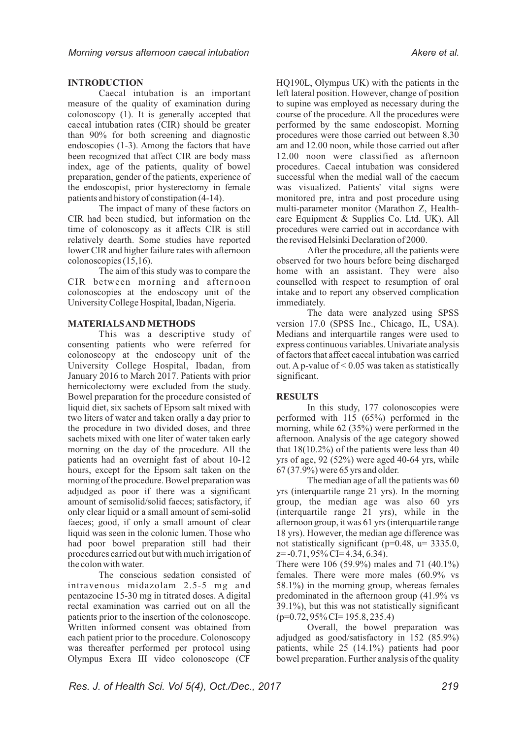## INTRODUCTION

Caecal intubation is an important measure of the quality of examination during colonoscopy (1). It is generally accepted that caecal intubation rates (CIR) should be greater than 90% for both screening and diagnostic endoscopies (1-3). Among the factors that have been recognized that affect CIR are body mass index, age of the patients, quality of bowel preparation, gender of the patients, experience of the endoscopist, prior hysterectomy in female patients and history of constipation (4-14).

The impact of many of these factors on CIR had been studied, but information on the time of colonoscopy as it affects CIR is still relatively dearth. Some studies have reported lower CIR and higher failure rates with afternoon colonoscopies (15,16).

The aim of this study was to compare the CIR between morning and afternoon colonoscopies at the endoscopy unit of the University College Hospital, Ibadan, Nigeria.

## MATERIALS AND METHODS

This was a descriptive study of consenting patients who were referred for colonoscopy at the endoscopy unit of the University College Hospital, Ibadan, from January 2016 to March 2017. Patients with prior hemicolectomy were excluded from the study. Bowel preparation for the procedure consisted of liquid diet, six sachets of Epsom salt mixed with two liters of water and taken orally a day prior to the procedure in two divided doses, and three sachets mixed with one liter of water taken early morning on the day of the procedure. All the patients had an overnight fast of about 10-12 hours, except for the Epsom salt taken on the morning of the procedure. Bowel preparation was adjudged as poor if there was a significant amount of semisolid/solid faeces; satisfactory, if only clear liquid or a small amount of semi-solid faeces; good, if only a small amount of clear liquid was seen in the colonic lumen. Those who had poor bowel preparation still had their procedures carried out but with much irrigation of the colon with water.

The conscious sedation consisted of intravenous midazolam 2.5-5 mg and pentazocine 15-30 mg in titrated doses. A digital rectal examination was carried out on all the patients prior to the insertion of the colonoscope. Written informed consent was obtained from each patient prior to the procedure. Colonoscopy was thereafter performed per protocol using Olympus Exera III video colonoscope (CF HQ190L, Olympus UK) with the patients in the left lateral position. However, change of position to supine was employed as necessary during the course of the procedure. All the procedures were performed by the same endoscopist. Morning procedures were those carried out between 8.30 am and 12.00 noon, while those carried out after 12.00 noon were classified as afternoon procedures. Caecal intubation was considered successful when the medial wall of the caecum was visualized. Patients' vital signs were monitored pre, intra and post procedure using multi-parameter monitor (Marathon Z, Health-care Equipment & Supplies Co. Ltd. UK). All procedures were carried out in accordance with the revised Helsinki Declaration of 2000.

After the procedure, all the patients were observed for two hours before being discharged home with an assistant. They were also counselled with respect to resumption of oral intake and to report any observed complication immediately.

The data were analyzed using SPSS version 17.0 (SPSS Inc., Chicago, IL, USA). Medians and interquartile ranges were used to express continuous variables. Univariate analysis of factors that affect caecal intubation was carried out. A p-value of $< 0.05$ was taken as statistically significant.

## RESULTS

In this study, 177 colonoscopies were performed with 115 (65%) performed in the morning, while 62 (35%) were performed in the afternoon. Analysis of the age category showed that 18(10.2%) of the patients were less than 40 yrs of age, 92 (52%) were aged 40-64 yrs, while 67 (37.9%) were 65 yrs and older.

The median age of all the patients was 60 yrs (interquartile range 21 yrs). In the morning group, the median age was also 60 yrs (interquartile range 21 yrs), while in the afternoon group, it was 61 yrs (interquartile range 18 yrs). However, the median age difference was not statistically significant ($p=0.48$, $u= 3335.0$, $z= -0.71$, 95% CI= 4.34, 6.34).

There were 106 (59.9%) males and 71 (40.1%) females. There were more males (60.9% vs 58.1%) in the morning group, whereas females predominated in the afternoon group (41.9% vs 39.1%), but this was not statistically significant ($p=0.72$, 95% CI= 195.8, 235.4)

Overall, the bowel preparation was adjudged as good/satisfactory in 152 (85.9%) patients, while 25 (14.1%) patients had poor bowel preparation. Further analysis of the quality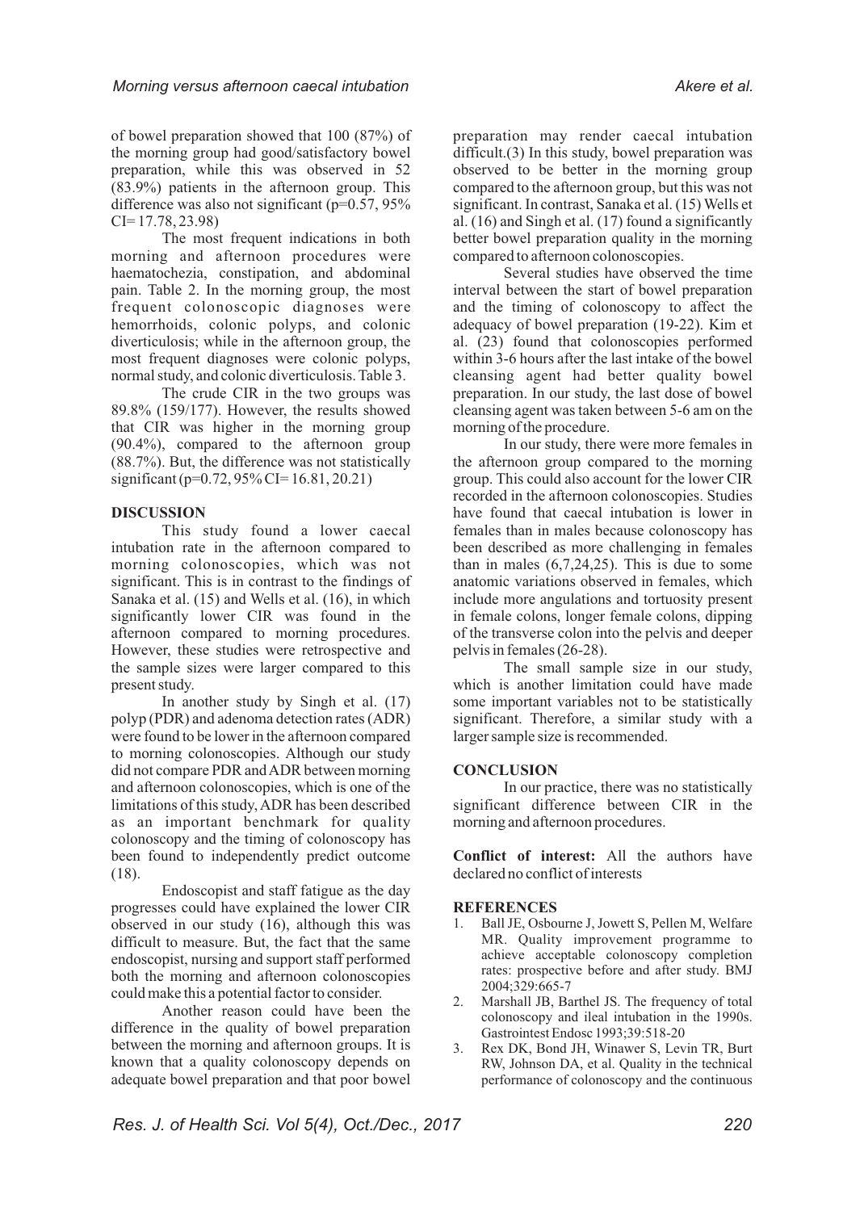of bowel preparation showed that 100 (87%) of the morning group had good/satisfactory bowel preparation, while this was observed in 52 (83.9%) patients in the afternoon group. This difference was also not significant (p=0.57, 95% CI= 17.78, 23.98)

The most frequent indications in both morning and afternoon procedures were haematochezia, constipation, and abdominal pain. Table 2. In the morning group, the most frequent colonoscopic diagnoses were hemorrhoids, colonic polyps, and colonic diverticulosis; while in the afternoon group, the most frequent diagnoses were colonic polyps, normal study, and colonic diverticulosis. Table 3.

The crude CIR in the two groups was 89.8% (159/177). However, the results showed that CIR was higher in the morning group (90.4%), compared to the afternoon group (88.7%). But, the difference was not statistically significant (p=0.72, 95% CI= 16.81, 20.21)

## DISCUSSION

This study found a lower caecal intubation rate in the afternoon compared to morning colonoscopies, which was not significant. This is in contrast to the findings of Sanaka et al. (15) and Wells et al. (16), in which significantly lower CIR was found in the afternoon compared to morning procedures. However, these studies were retrospective and the sample sizes were larger compared to this present study.

In another study by Singh et al. (17) polyp (PDR) and adenoma detection rates (ADR) were found to be lower in the afternoon compared to morning colonoscopies. Although our study did not compare PDR and ADR between morning and afternoon colonoscopies, which is one of the limitations of this study, ADR has been described as an important benchmark for quality colonoscopy and the timing of colonoscopy has been found to independently predict outcome (18).

Endoscopist and staff fatigue as the day progresses could have explained the lower CIR observed in our study (16), although this was difficult to measure. But, the fact that the same endoscopist, nursing and support staff performed both the morning and afternoon colonoscopies could make this a potential factor to consider.

Another reason could have been the difference in the quality of bowel preparation between the morning and afternoon groups. It is known that a quality colonoscopy depends on adequate bowel preparation and that poor bowel preparation may render caecal intubation difficult.(3) In this study, bowel preparation was observed to be better in the morning group compared to the afternoon group, but this was not significant. In contrast, Sanaka et al. (15) Wells et al. (16) and Singh et al. (17) found a significantly better bowel preparation quality in the morning compared to afternoon colonoscopies.

Several studies have observed the time interval between the start of bowel preparation and the timing of colonoscopy to affect the adequacy of bowel preparation (19-22). Kim et al. (23) found that colonoscopies performed within 3-6 hours after the last intake of the bowel cleansing agent had better quality bowel preparation. In our study, the last dose of bowel cleansing agent was taken between 5-6 am on the morning of the procedure.

In our study, there were more females in the afternoon group compared to the morning group. This could also account for the lower CIR recorded in the afternoon colonoscopies. Studies have found that caecal intubation is lower in females than in males because colonoscopy has been described as more challenging in females than in males (6,7,24,25). This is due to some anatomic variations observed in females, which include more angulations and tortuosity present in female colons, longer female colons, dipping of the transverse colon into the pelvis and deeper pelvis in females (26-28).

The small sample size in our study, which is another limitation could have made some important variables not to be statistically significant. Therefore, a similar study with a larger sample size is recommended.

## CONCLUSION

In our practice, there was no statistically significant difference between CIR in the morning and afternoon procedures.

**Conflict of interest:** All the authors have declared no conflict of interests

## REFERENCES

1. Ball JE, Osbourne J, Jowett S, Pellen M, Welfare MR. Quality improvement programme to achieve acceptable colonoscopy completion rates: prospective before and after study. BMJ 2004;329:665-7
2. Marshall JB, Barthel JS. The frequency of total colonoscopy and ileal intubation in the 1990s. Gastrointest Endosc 1993;39:518-20
3. Rex DK, Bond JH, Winawer S, Levin TR, Burt RW, Johnson DA, et al. Quality in the technical performance of colonoscopy and the continuous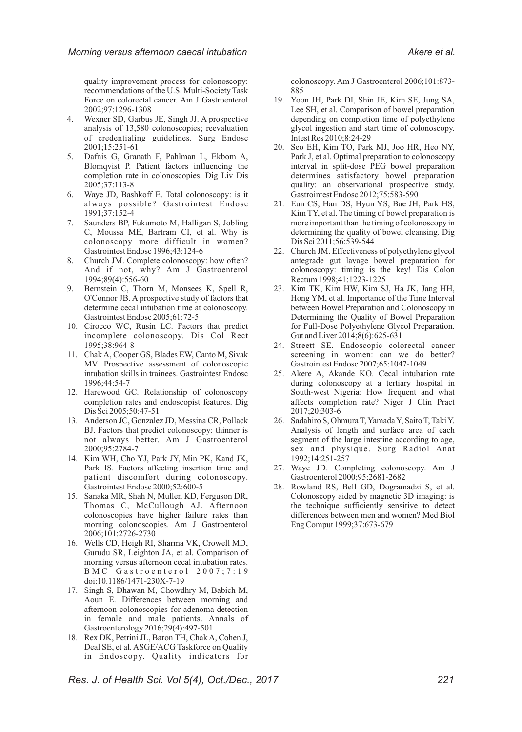quality improvement process for colonoscopy: recommendations of the U.S. Multi-Society Task Force on colorectal cancer. Am J Gastroenterol 2002;97:1296-1308

4. Wexner SD, Garbus JE, Singh JJ. A prospective analysis of 13,580 colonoscopies; reevaluation of credentialing guidelines. Surg Endosc 2001;15:251-61
5. Dafnis G, Granath F, Pahlman L, Ekbom A, Blomqvist P. Patient factors influencing the completion rate in colonoscopies. Dig Liv Dis 2005;37:113-8
6. Waye JD, Bashkoff E. Total colonoscopy: is it always possible? Gastrointest Endosc 1991;37:152-4
7. Saunders BP, Fukumoto M, Halligan S, Jobling C, Moussa ME, Bartram CI, et al. Why is colonoscopy more difficult in women? Gastrointest Endosc 1996;43:124-6
8. Church JM. Complete colonoscopy: how often? And if not, why? Am J Gastroenterol 1994;89(4):556-60
9. Bernstein C, Thorn M, Monsees K, Spell R, O'Connor JB. A prospective study of factors that determine cecal intubation time at colonoscopy. Gastrointest Endosc 2005;61:72-5
10. Cirocco WC, Rusin LC. Factors that predict incomplete colonoscopy. Dis Col Rect 1995;38:964-8
11. Chak A, Cooper GS, Blades EW, Canto M, Sivak MV. Prospective assessment of colonoscopic intubation skills in trainees. Gastrointest Endosc 1996;44:54-7
12. Harewood GC. Relationship of colonoscopy completion rates and endoscopist features. Dig Dis Sci 2005;50:47-51
13. Anderson JC, Gonzalez JD, Messina CR, Pollack BJ. Factors that predict colonoscopy: thinner is not always better. Am J Gastroenterol 2000;95:2784-7
14. Kim WH, Cho YJ, Park JY, Min PK, Kand JK, Park IS. Factors affecting insertion time and patient discomfort during colonoscopy. Gastrointest Endosc 2000;52:600-5
15. Sanaka MR, Shah N, Mullen KD, Ferguson DR, Thomas C, McCullough AJ. Afternoon colonoscopies have higher failure rates than morning colonoscopies. Am J Gastroenterol 2006;101:2726-2730
16. Wells CD, Heigh RI, Sharma VK, Crowell MD, Gurudu SR, Leighton JA, et al. Comparison of morning versus afternoon cecal intubation rates. BMC Gastroenterol 2007;7:19 doi:10.1186/1471-230X-7-19
17. Singh S, Dhawan M, Chowdhry M, Babich M, Aoun E. Differences between morning and afternoon colonoscopies for adenoma detection in female and male patients. Annals of Gastroenterology 2016;29(4):497-501
18. Rex DK, Petrini JL, Baron TH, Chak A, Cohen J, Deal SE, et al. ASGE/ACG Taskforce on Quality in Endoscopy. Quality indicators for colonoscopy. Am J Gastroenterol 2006;101:873-885
19. Yoon JH, Park DI, Shin JE, Kim SE, Jung SA, Lee SH, et al. Comparison of bowel preparation depending on completion time of polyethylene glycol ingestion and start time of colonoscopy. Intest Res 2010;8:24-29
20. Seo EH, Kim TO, Park MJ, Joo HR, Heo NY, Park J, et al. Optimal preparation to colonoscopy interval in split-dose PEG bowel preparation determines satisfactory bowel preparation quality: an observational prospective study. Gastrointest Endosc 2012;75:583-590
21. Eun CS, Han DS, Hyun YS, Bae JH, Park HS, Kim TY, et al. The timing of bowel preparation is more important than the timing of colonoscopy in determining the quality of bowel cleansing. Dig Dis Sci 2011;56:539-544
22. Church JM. Effectiveness of polyethylene glycol antegrade gut lavage bowel preparation for colonoscopy: timing is the key! Dis Colon Rectum 1998;41:1223-1225
23. Kim TK, Kim HW, Kim SJ, Ha JK, Jang HH, Hong YM, et al. Importance of the Time Interval between Bowel Preparation and Colonoscopy in Determining the Quality of Bowel Preparation for Full-Dose Polyethylene Glycol Preparation. Gut and Liver 2014;8(6):625-631
24. Streett SE. Endoscopic colorectal cancer screening in women: can we do better? Gastrointest Endosc 2007;65:1047-1049
25. Akere A, Akande KO. Cecal intubation rate during colonoscopy at a tertiary hospital in South-west Nigeria: How frequent and what affects completion rate? Niger J Clin Pract 2017;20:303-6
26. Sadahiro S, Ohmura T, Yamada Y, Saito T, Taki Y. Analysis of length and surface area of each segment of the large intestine according to age, sex and physique. Surg Radiol Anat 1992;14:251-257
27. Waye JD. Completing colonoscopy. Am J Gastroenterol 2000;95:2681-2682
28. Rowland RS, Bell GD, Dogramadzi S, et al. Colonoscopy aided by magnetic 3D imaging: is the technique sufficiently sensitive to detect differences between men and women? Med Biol Eng Comput 1999;37:673-679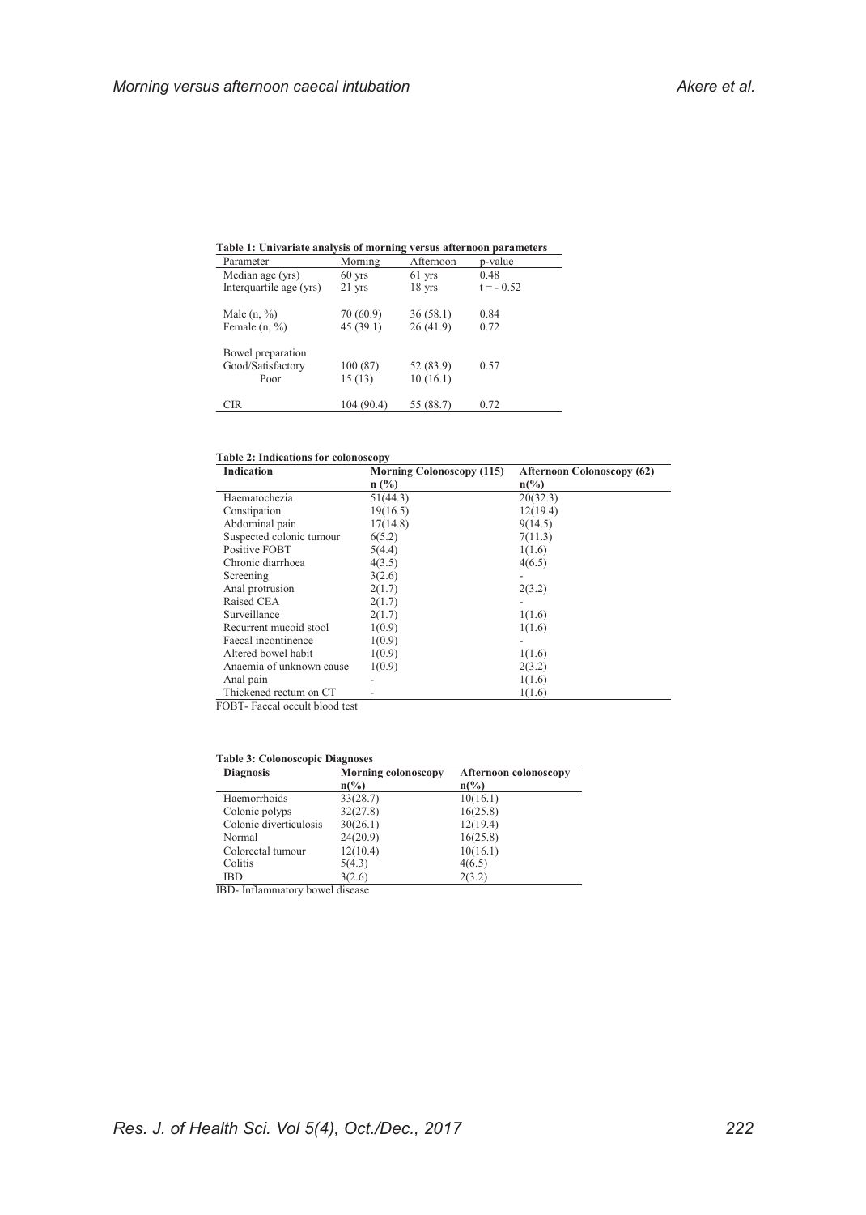**Table 1: Univariate analysis of morning versus afternoon parameters**

| Parameter | Morning | Afternoon | p-value |
|---|---|---|---|
| Median age (yrs) | 60 yrs | 61 yrs | 0.48 |
| Interquartile age (yrs) | 21 yrs | 18 yrs | t = - 0.52 |
| Male (n, %) | 70 (60.9) | 36 (58.1) | 0.84 |
| Female (n, %) | 45 (39.1) | 26 (41.9) | 0.72 |
| Bowel preparation | | | |
| Good/Satisfactory | 100 (87) | 52 (83.9) | 0.57 |
| Poor | 15 (13) | 10 (16.1) | |
| CIR | 104 (90.4) | 55 (88.7) | 0.72 |

**Table 2: Indications for colonoscopy**

| Indication | Morning Colonoscopy (115) n (%) | Afternoon Colonoscopy (62) n(%) |
|---|---|---|
| Haematochezia | 51(44.3) | 20(32.3) |
| Constipation | 19(16.5) | 12(19.4) |
| Abdominal pain | 17(14.8) | 9(14.5) |
| Suspected colonic tumour | 6(5.2) | 7(11.3) |
| Positive FOBT | 5(4.4) | 1(1.6) |
| Chronic diarrhoea | 4(3.5) | 4(6.5) |
| Screening | 3(2.6) | - |
| Anal protrusion | 2(1.7) | 2(3.2) |
| Raised CEA | 2(1.7) | - |
| Surveillance | 2(1.7) | 1(1.6) |
| Recurrent mucoid stool | 1(0.9) | 1(1.6) |
| Faecal incontinence | 1(0.9) | - |
| Altered bowel habit | 1(0.9) | 1(1.6) |
| Anaemia of unknown cause | 1(0.9) | 2(3.2) |
| Anal pain | - | 1(1.6) |
| Thickened rectum on CT | - | 1(1.6) |

FOBT- Faecal occult blood test

**Table 3: Colonoscopic Diagnoses**

| Diagnosis | Morning colonoscopy n(%) | Afternoon colonoscopy n(%) |
|---|---|---|
| Haemorrhoids | 33(28.7) | 10(16.1) |
| Colonic polyps | 32(27.8) | 16(25.8) |
| Colonic diverticulosis | 30(26.1) | 12(19.4) |
| Normal | 24(20.9) | 16(25.8) |
| Colorectal tumour | 12(10.4) | 10(16.1) |
| Colitis | 5(4.3) | 4(6.5) |
| IBD | 3(2.6) | 2(3.2) |

IBD- Inflammatory bowel disease